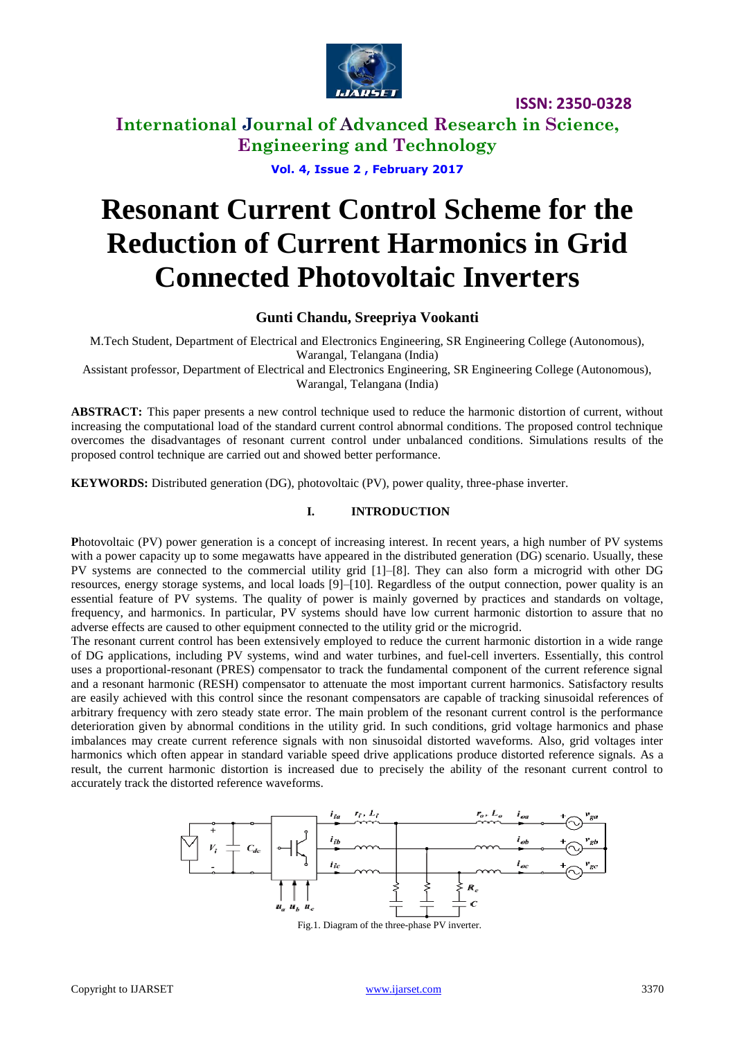# International Journal of Advanced Research in Science, Engineering and Technology

# Resonant Current Control Scheme for the Reduction of Current Harmonics in Grid Connected Photovoltaic Inverters

**Gunti Chandu, Sreepriya Vookanti**

M.Tech Student, Department of Electrical and Electronics Engineering, SR Engineering College (Autonomous), Warangal, Telangana (India)

Assistant professor, Department of Electrical and Electronics Engineering, SR Engineering College (Autonomous), Warangal, Telangana (India)

**ABSTRACT:** This paper presents a new control technique used to reduce the harmonic distortion of current, without increasing the computational load of the standard current control abnormal conditions. The proposed control technique overcomes the disadvantages of resonant current control under unbalanced conditions. Simulations results of the proposed control technique are carried out and showed better performance.

**KEYWORDS:** Distributed generation (DG), photovoltaic (PV), power quality, three-phase inverter.

## I. INTRODUCTION

**P**hotovoltaic (PV) power generation is a concept of increasing interest. In recent years, a high number of PV systems with a power capacity up to some megawatts have appeared in the distributed generation (DG) scenario. Usually, these PV systems are connected to the commercial utility grid [1]–[8]. They can also form a microgrid with other DG resources, energy storage systems, and local loads [9]–[10]. Regardless of the output connection, power quality is an essential feature of PV systems. The quality of power is mainly governed by practices and standards on voltage, frequency, and harmonics. In particular, PV systems should have low current harmonic distortion to assure that no adverse effects are caused to other equipment connected to the utility grid or the microgrid.

The resonant current control has been extensively employed to reduce the current harmonic distortion in a wide range of DG applications, including PV systems, wind and water turbines, and fuel-cell inverters. Essentially, this control uses a proportional-resonant (PRES) compensator to track the fundamental component of the current reference signal and a resonant harmonic (RESH) compensator to attenuate the most important current harmonics. Satisfactory results are easily achieved with this control since the resonant compensators are capable of tracking sinusoidal references of arbitrary frequency with zero steady state error. The main problem of the resonant current control is the performance deterioration given by abnormal conditions in the utility grid. In such conditions, grid voltage harmonics and phase imbalances may create current reference signals with non sinusoidal distorted waveforms. Also, grid voltages inter harmonics which often appear in standard variable speed drive applications produce distorted reference signals. As a result, the current harmonic distortion is increased due to precisely the ability of the resonant current control to accurately track the distorted reference waveforms.

Fig.1. Diagram of the three-phase PV inverter.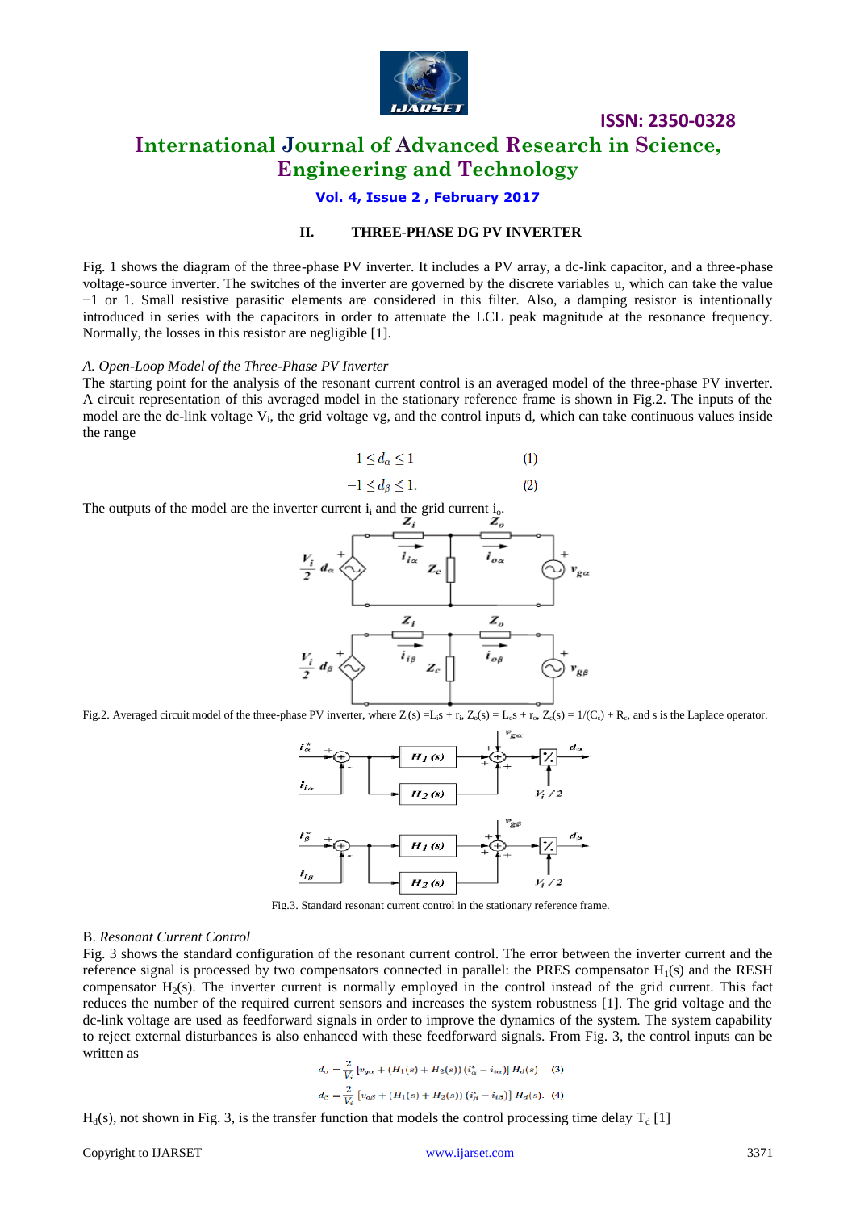## II. THREE-PHASE DG PV INVERTER

Fig. 1 shows the diagram of the three-phase PV inverter. It includes a PV array, a dc-link capacitor, and a three-phase voltage-source inverter. The switches of the inverter are governed by the discrete variables u, which can take the value −1 or 1. Small resistive parasitic elements are considered in this filter. Also, a damping resistor is intentionally introduced in series with the capacitors in order to attenuate the LCL peak magnitude at the resonance frequency. Normally, the losses in this resistor are negligible [1].

### *A. Open-Loop Model of the Three-Phase PV Inverter*

The starting point for the analysis of the resonant current control is an averaged model of the three-phase PV inverter. A circuit representation of this averaged model in the stationary reference frame is shown in Fig.2. The inputs of the model are the dc-link voltage $V_i$, the grid voltage vg, and the control inputs d, which can take continuous values inside the range

$$-1 \leq d_\alpha \leq 1 \qquad (1)$$

$$-1 \leq d_\beta \leq 1. \qquad (2)$$

The outputs of the model are the inverter current $i_i$ and the grid current $i_o$.

Fig.2. Averaged circuit model of the three-phase PV inverter, where $Z_i(s) = L_i s + r_i$, $Z_o(s) = L_o s + r_o$, $Z_c(s) = 1/(C_s) + R_c$, and s is the Laplace operator.

Fig.3. Standard resonant current control in the stationary reference frame.

### B. *Resonant Current Control*

Fig. 3 shows the standard configuration of the resonant current control. The error between the inverter current and the reference signal is processed by two compensators connected in parallel: the PRES compensator $H_1(s)$ and the RESH compensator $H_2(s)$. The inverter current is normally employed in the control instead of the grid current. This fact reduces the number of the required current sensors and increases the system robustness [1]. The grid voltage and the dc-link voltage are used as feedforward signals in order to improve the dynamics of the system. The system capability to reject external disturbances is also enhanced with these feedforward signals. From Fig. 3, the control inputs can be written as

$$d_\alpha = \frac{2}{V_i}\left[v_{g\alpha} + (H_1(s) + H_2(s))\left(i_\alpha^* - i_{i\alpha}\right)\right] H_d(s) \qquad (3)$$

$$d_\beta = \frac{2}{V_i}\left[v_{g\beta} + (H_1(s) + H_2(s))\left(i_\beta^* - i_{i\beta}\right)\right] H_d(s). \qquad (4)$$

$H_d(s)$, not shown in Fig. 3, is the transfer function that models the control processing time delay $T_d$ [1]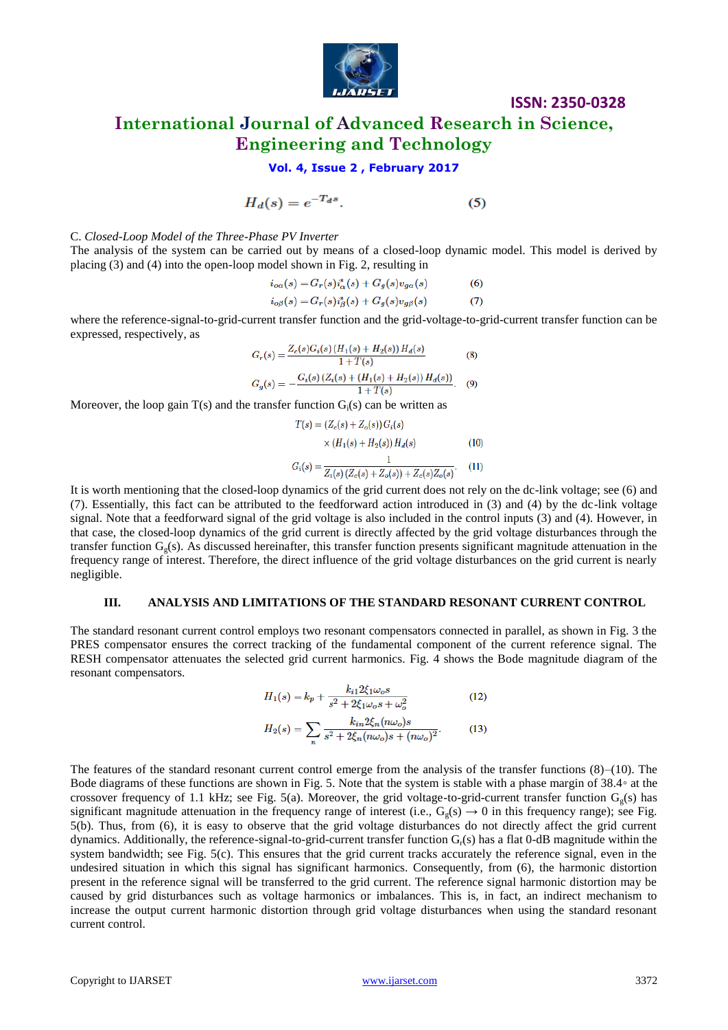$$H_d(s) = e^{-T_d s}. \tag{5}$$

C. *Closed-Loop Model of the Three-Phase PV Inverter*

The analysis of the system can be carried out by means of a closed-loop dynamic model. This model is derived by placing (3) and (4) into the open-loop model shown in Fig. 2, resulting in

$$i_{o\alpha}(s) = G_r(s) i^*_\alpha(s) + G_g(s) v_{g\alpha}(s) \tag{6}$$

$$i_{o\beta}(s) = G_r(s) i^*_\beta(s) + G_g(s) v_{g\beta}(s) \tag{7}$$

where the reference-signal-to-grid-current transfer function and the grid-voltage-to-grid-current transfer function can be expressed, respectively, as

$$G_r(s) = \frac{Z_c(s) G_i(s) \left(H_1(s) + H_2(s)\right) H_d(s)}{1 + T(s)} \tag{8}$$

$$G_g(s) = -\frac{G_i(s) \left(Z_i(s) + \left(H_1(s) + H_2(s)\right) H_d(s)\right)}{1 + T(s)}. \tag{9}$$

Moreover, the loop gain T(s) and the transfer function $G_i(s)$ can be written as

$$T(s) = \left(Z_c(s) + Z_o(s)\right) G_i(s) \times \left(H_1(s) + H_2(s)\right) H_d(s) \tag{10}$$

$$G_i(s) = \frac{1}{Z_i(s)\left(Z_c(s) + Z_o(s)\right) + Z_c(s) Z_o(s)}. \tag{11}$$

It is worth mentioning that the closed-loop dynamics of the grid current does not rely on the dc-link voltage; see (6) and (7). Essentially, this fact can be attributed to the feedforward action introduced in (3) and (4) by the dc-link voltage signal. Note that a feedforward signal of the grid voltage is also included in the control inputs (3) and (4). However, in that case, the closed-loop dynamics of the grid current is directly affected by the grid voltage disturbances through the transfer function $G_g(s)$. As discussed hereinafter, this transfer function presents significant magnitude attenuation in the frequency range of interest. Therefore, the direct influence of the grid voltage disturbances on the grid current is nearly negligible.

## III. ANALYSIS AND LIMITATIONS OF THE STANDARD RESONANT CURRENT CONTROL

The standard resonant current control employs two resonant compensators connected in parallel, as shown in Fig. 3 the PRES compensator ensures the correct tracking of the fundamental component of the current reference signal. The RESH compensator attenuates the selected grid current harmonics. Fig. 4 shows the Bode magnitude diagram of the resonant compensators.

$$H_1(s) = k_p + \frac{k_{i1} 2\xi_1 \omega_o s}{s^2 + 2\xi_1 \omega_o s + \omega_o^2} \tag{12}$$

$$H_2(s) = \sum_n \frac{k_{in} 2\xi_n (n\omega_o) s}{s^2 + 2\xi_n (n\omega_o) s + (n\omega_o)^2}. \tag{13}$$

The features of the standard resonant current control emerge from the analysis of the transfer functions (8)–(10). The Bode diagrams of these functions are shown in Fig. 5. Note that the system is stable with a phase margin of 38.4◦ at the crossover frequency of 1.1 kHz; see Fig. 5(a). Moreover, the grid voltage-to-grid-current transfer function $G_g(s)$ has significant magnitude attenuation in the frequency range of interest (i.e., $G_g(s) \to 0$ in this frequency range); see Fig. 5(b). Thus, from (6), it is easy to observe that the grid voltage disturbances do not directly affect the grid current dynamics. Additionally, the reference-signal-to-grid-current transfer function $G_r(s)$ has a flat 0-dB magnitude within the system bandwidth; see Fig. 5(c). This ensures that the grid current tracks accurately the reference signal, even in the undesired situation in which this signal has significant harmonics. Consequently, from (6), the harmonic distortion present in the reference signal will be transferred to the grid current. The reference signal harmonic distortion may be caused by grid disturbances such as voltage harmonics or imbalances. This is, in fact, an indirect mechanism to increase the output current harmonic distortion through grid voltage disturbances when using the standard resonant current control.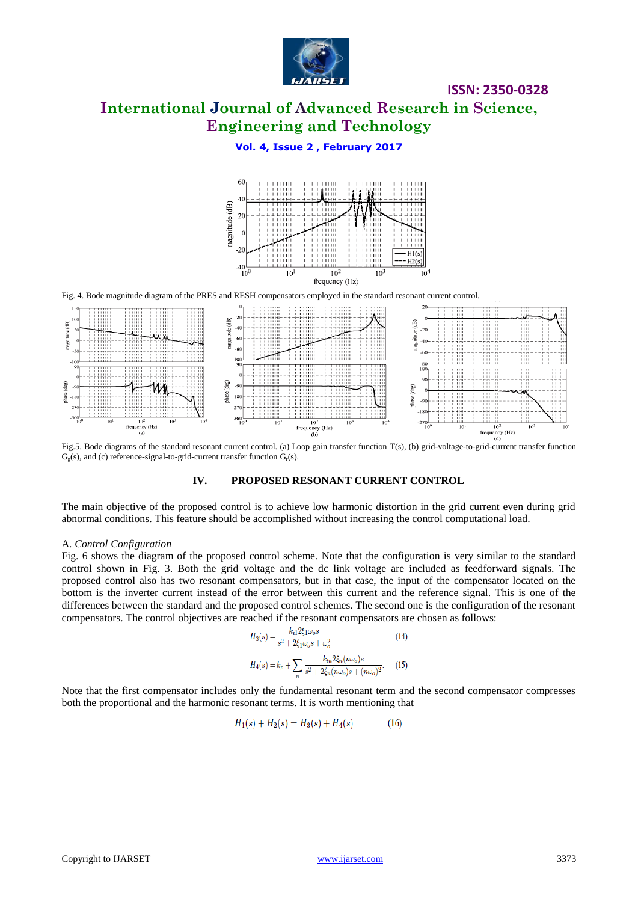Fig. 4. Bode magnitude diagram of the PRES and RESH compensators employed in the standard resonant current control.

Fig.5. Bode diagrams of the standard resonant current control. (a) Loop gain transfer function T(s), (b) grid-voltage-to-grid-current transfer function $G_g(s)$, and (c) reference-signal-to-grid-current transfer function $G_r(s)$.

## IV. PROPOSED RESONANT CURRENT CONTROL

The main objective of the proposed control is to achieve low harmonic distortion in the grid current even during grid abnormal conditions. This feature should be accomplished without increasing the control computational load.

### A. *Control Configuration*

Fig. 6 shows the diagram of the proposed control scheme. Note that the configuration is very similar to the standard control shown in Fig. 3. Both the grid voltage and the dc link voltage are included as feedforward signals. The proposed control also has two resonant compensators, but in that case, the input of the compensator located on the bottom is the inverter current instead of the error between this current and the reference signal. This is one of the differences between the standard and the proposed control schemes. The second one is the configuration of the resonant compensators. The control objectives are reached if the resonant compensators are chosen as follows:

$$H_3(s) = \frac{k_{i1} 2\xi_1 \omega_o s}{s^2 + 2\xi_1 \omega_o s + \omega_o^2} \qquad (14)$$

$$H_4(s) = k_p + \sum_n \frac{k_{in} 2\xi_n (n\omega_o) s}{s^2 + 2\xi_n (n\omega_o) s + (n\omega_o)^2}. \qquad (15)$$

Note that the first compensator includes only the fundamental resonant term and the second compensator compresses both the proportional and the harmonic resonant terms. It is worth mentioning that

$$H_1(s) + H_2(s) = H_3(s) + H_4(s) \qquad (16)$$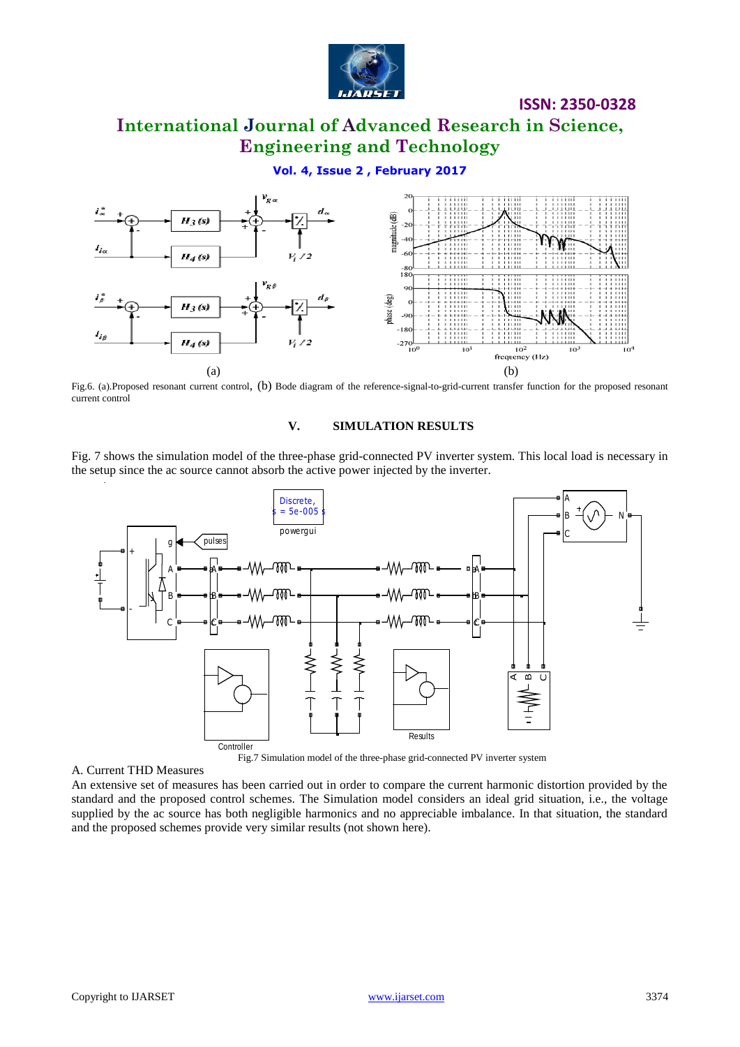Fig.6. (a).Proposed resonant current control, (b) Bode diagram of the reference-signal-to-grid-current transfer function for the proposed resonant current control

## V. SIMULATION RESULTS

Fig. 7 shows the simulation model of the three-phase grid-connected PV inverter system. This local load is necessary in the setup since the ac source cannot absorb the active power injected by the inverter.

Fig.7 Simulation model of the three-phase grid-connected PV inverter system

### A. Current THD Measures

An extensive set of measures has been carried out in order to compare the current harmonic distortion provided by the standard and the proposed control schemes. The Simulation model considers an ideal grid situation, i.e., the voltage supplied by the ac source has both negligible harmonics and no appreciable imbalance. In that situation, the standard and the proposed schemes provide very similar results (not shown here).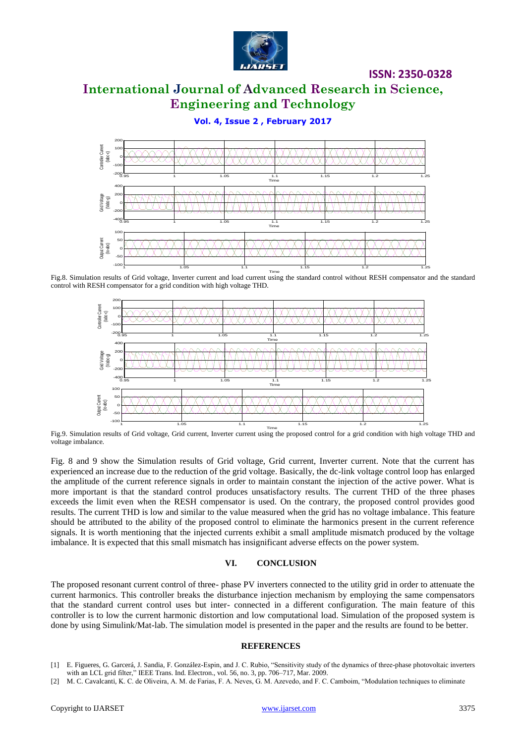Fig.8. Simulation results of Grid voltage, Inverter current and load current using the standard control without RESH compensator and the standard control with RESH compensator for a grid condition with high voltage THD.

Fig.9. Simulation results of Grid voltage, Grid current, Inverter current using the proposed control for a grid condition with high voltage THD and voltage imbalance.

Fig. 8 and 9 show the Simulation results of Grid voltage, Grid current, Inverter current. Note that the current has experienced an increase due to the reduction of the grid voltage. Basically, the dc-link voltage control loop has enlarged the amplitude of the current reference signals in order to maintain constant the injection of the active power. What is more important is that the standard control produces unsatisfactory results. The current THD of the three phases exceeds the limit even when the RESH compensator is used. On the contrary, the proposed control provides good results. The current THD is low and similar to the value measured when the grid has no voltage imbalance. This feature should be attributed to the ability of the proposed control to eliminate the harmonics present in the current reference signals. It is worth mentioning that the injected currents exhibit a small amplitude mismatch produced by the voltage imbalance. It is expected that this small mismatch has insignificant adverse effects on the power system.

## VI. CONCLUSION

The proposed resonant current control of three- phase PV inverters connected to the utility grid in order to attenuate the current harmonics. This controller breaks the disturbance injection mechanism by employing the same compensators that the standard current control uses but inter- connected in a different configuration. The main feature of this controller is to low the current harmonic distortion and low computational load. Simulation of the proposed system is done by using Simulink/Mat-lab. The simulation model is presented in the paper and the results are found to be better.

## REFERENCES

[1] E. Figueres, G. Garcerá, J. Sandia, F. González-Espin, and J. C. Rubio, "Sensitivity study of the dynamics of three-phase photovoltaic inverters with an LCL grid filter," IEEE Trans. Ind. Electron., vol. 56, no. 3, pp. 706–717, Mar. 2009.

[2] M. C. Cavalcanti, K. C. de Oliveira, A. M. de Farias, F. A. Neves, G. M. Azevedo, and F. C. Camboim, "Modulation techniques to eliminate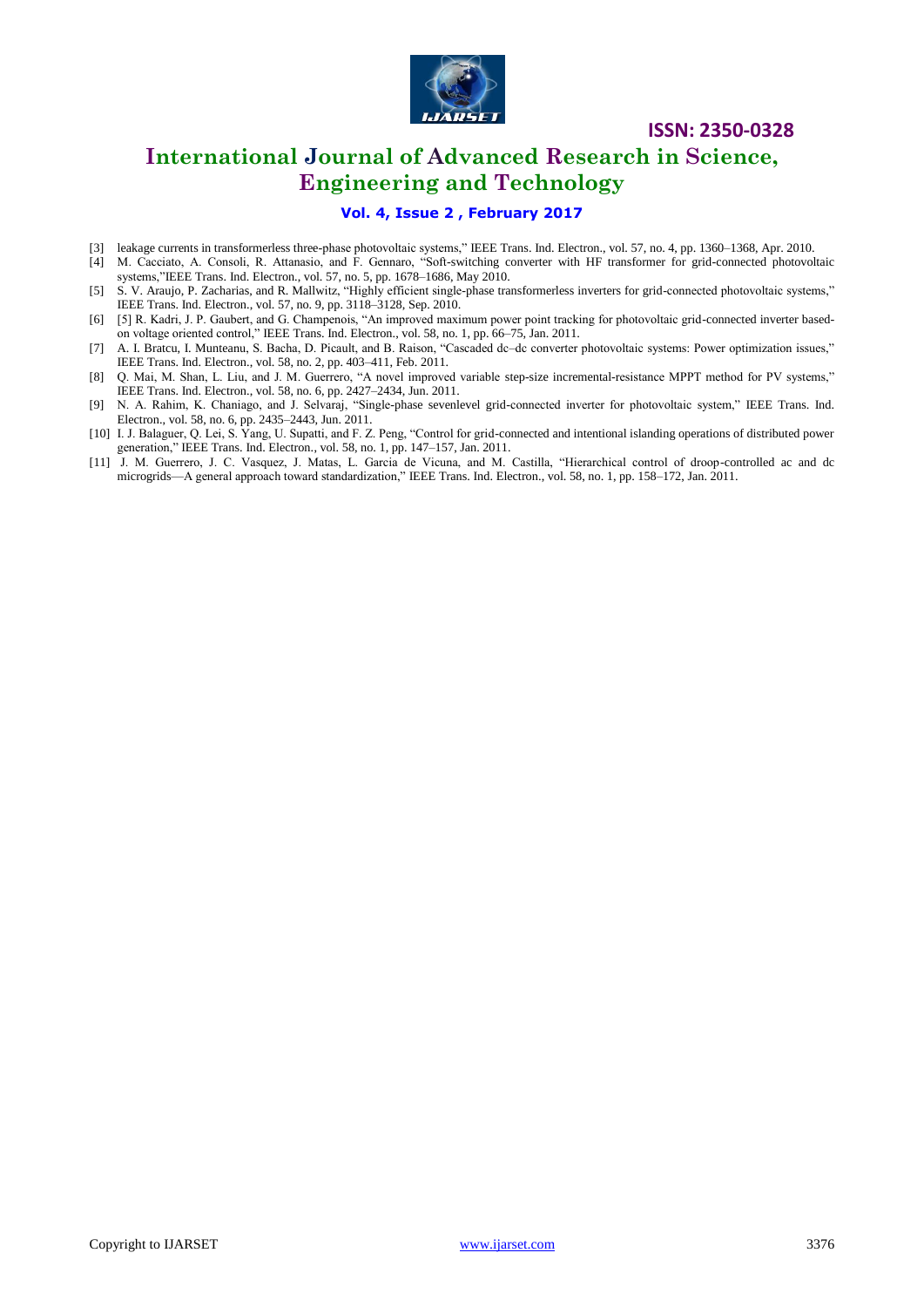[3] leakage currents in transformerless three-phase photovoltaic systems," IEEE Trans. Ind. Electron., vol. 57, no. 4, pp. 1360–1368, Apr. 2010.

[4] M. Cacciato, A. Consoli, R. Attanasio, and F. Gennaro, "Soft-switching converter with HF transformer for grid-connected photovoltaic systems,"IEEE Trans. Ind. Electron., vol. 57, no. 5, pp. 1678–1686, May 2010.

[5] S. V. Araujo, P. Zacharias, and R. Mallwitz, "Highly efficient single-phase transformerless inverters for grid-connected photovoltaic systems," IEEE Trans. Ind. Electron., vol. 57, no. 9, pp. 3118–3128, Sep. 2010.

[6] [5] R. Kadri, J. P. Gaubert, and G. Champenois, "An improved maximum power point tracking for photovoltaic grid-connected inverter based-on voltage oriented control," IEEE Trans. Ind. Electron., vol. 58, no. 1, pp. 66–75, Jan. 2011.

[7] A. I. Bratcu, I. Munteanu, S. Bacha, D. Picault, and B. Raison, "Cascaded dc–dc converter photovoltaic systems: Power optimization issues," IEEE Trans. Ind. Electron., vol. 58, no. 2, pp. 403–411, Feb. 2011.

[8] Q. Mai, M. Shan, L. Liu, and J. M. Guerrero, "A novel improved variable step-size incremental-resistance MPPT method for PV systems," IEEE Trans. Ind. Electron., vol. 58, no. 6, pp. 2427–2434, Jun. 2011.

[9] N. A. Rahim, K. Chaniago, and J. Selvaraj, "Single-phase sevenlevel grid-connected inverter for photovoltaic system," IEEE Trans. Ind. Electron., vol. 58, no. 6, pp. 2435–2443, Jun. 2011.

[10] I. J. Balaguer, Q. Lei, S. Yang, U. Supatti, and F. Z. Peng, "Control for grid-connected and intentional islanding operations of distributed power generation," IEEE Trans. Ind. Electron., vol. 58, no. 1, pp. 147–157, Jan. 2011.

[11] J. M. Guerrero, J. C. Vasquez, J. Matas, L. Garcia de Vicuna, and M. Castilla, "Hierarchical control of droop-controlled ac and dc microgrids—A general approach toward standardization," IEEE Trans. Ind. Electron., vol. 58, no. 1, pp. 158–172, Jan. 2011.